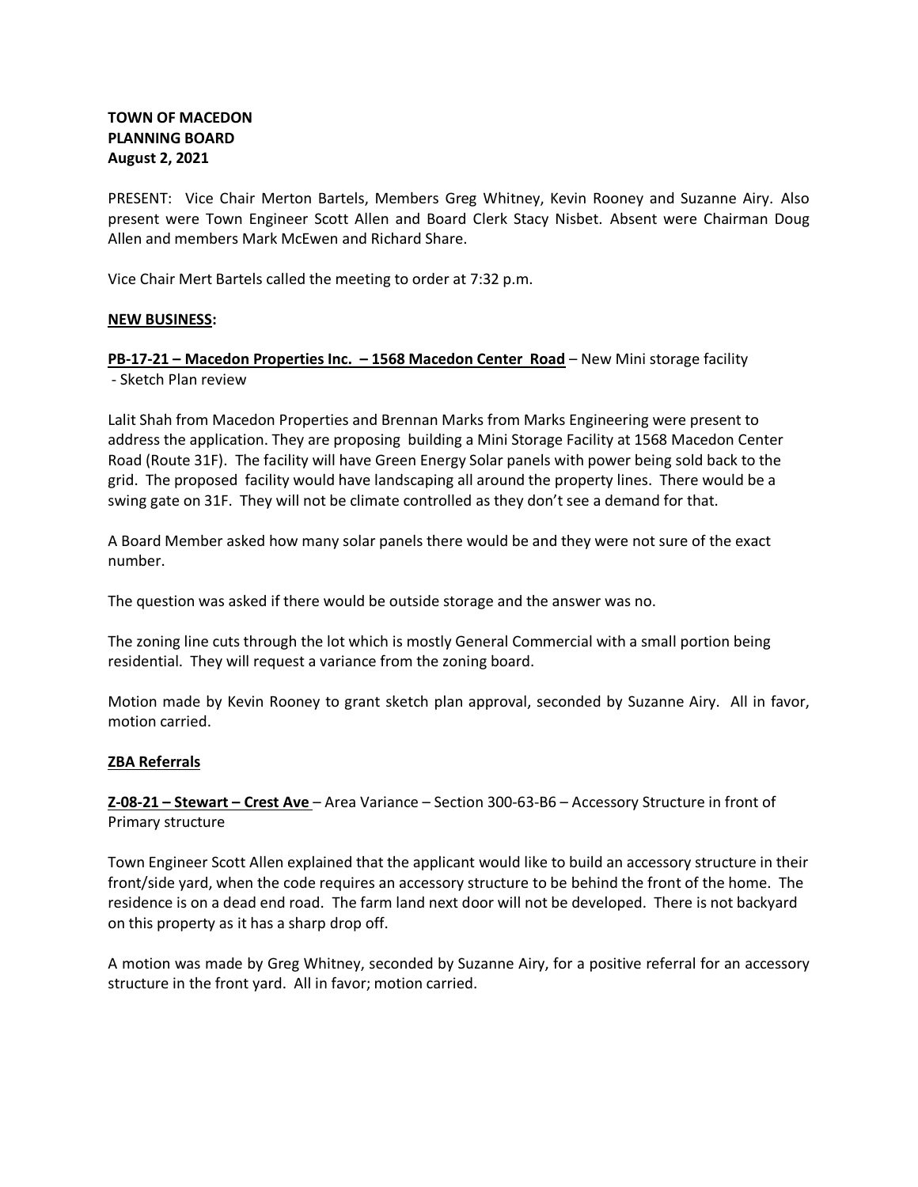**TOWN OF MACEDON**
**PLANNING BOARD**
**August 2, 2021**

PRESENT: Vice Chair Merton Bartels, Members Greg Whitney, Kevin Rooney and Suzanne Airy. Also present were Town Engineer Scott Allen and Board Clerk Stacy Nisbet. Absent were Chairman Doug Allen and members Mark McEwen and Richard Share.

Vice Chair Mert Bartels called the meeting to order at 7:32 p.m.

**NEW BUSINESS:**

**PB-17-21 – Macedon Properties Inc. – 1568 Macedon Center Road** – New Mini storage facility
- Sketch Plan review

Lalit Shah from Macedon Properties and Brennan Marks from Marks Engineering were present to address the application. They are proposing building a Mini Storage Facility at 1568 Macedon Center Road (Route 31F). The facility will have Green Energy Solar panels with power being sold back to the grid. The proposed facility would have landscaping all around the property lines. There would be a swing gate on 31F. They will not be climate controlled as they don't see a demand for that.

A Board Member asked how many solar panels there would be and they were not sure of the exact number.

The question was asked if there would be outside storage and the answer was no.

The zoning line cuts through the lot which is mostly General Commercial with a small portion being residential. They will request a variance from the zoning board.

Motion made by Kevin Rooney to grant sketch plan approval, seconded by Suzanne Airy. All in favor, motion carried.

**ZBA Referrals**

**Z-08-21 – Stewart – Crest Ave** – Area Variance – Section 300-63-B6 – Accessory Structure in front of Primary structure

Town Engineer Scott Allen explained that the applicant would like to build an accessory structure in their front/side yard, when the code requires an accessory structure to be behind the front of the home. The residence is on a dead end road. The farm land next door will not be developed. There is not backyard on this property as it has a sharp drop off.

A motion was made by Greg Whitney, seconded by Suzanne Airy, for a positive referral for an accessory structure in the front yard. All in favor; motion carried.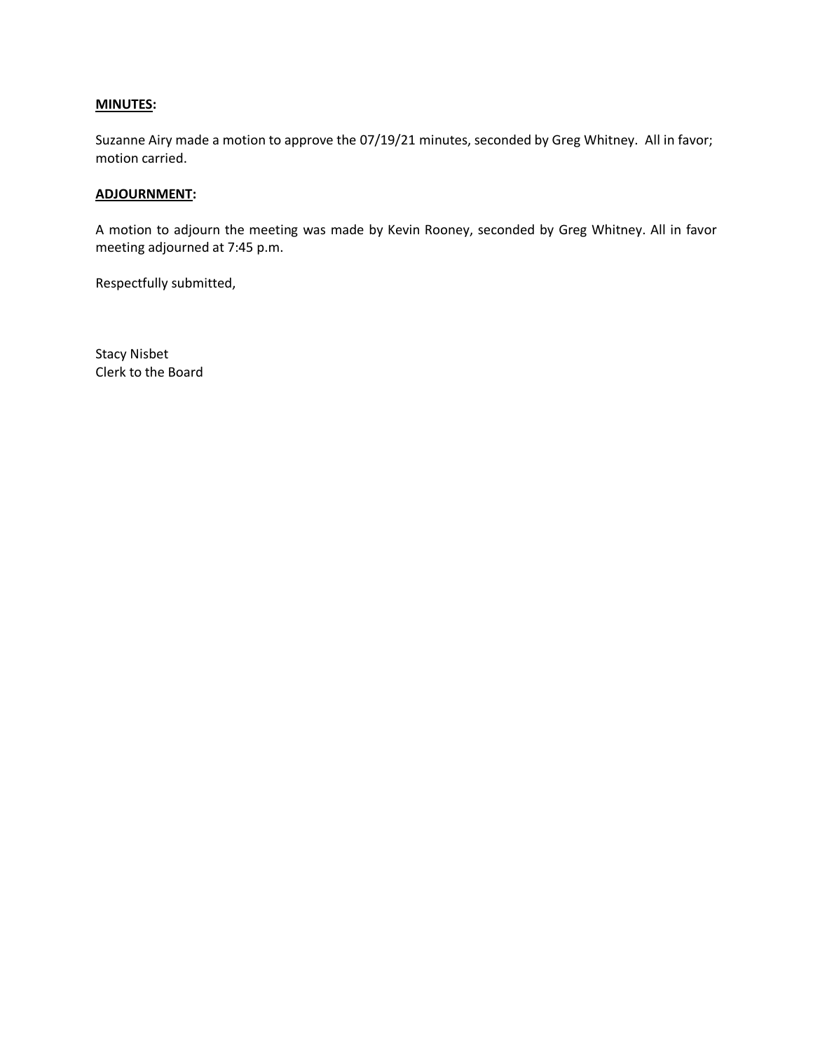**MINUTES:**

Suzanne Airy made a motion to approve the 07/19/21 minutes, seconded by Greg Whitney. All in favor; motion carried.

**ADJOURNMENT:**

A motion to adjourn the meeting was made by Kevin Rooney, seconded by Greg Whitney. All in favor meeting adjourned at 7:45 p.m.

Respectfully submitted,

Stacy Nisbet
Clerk to the Board